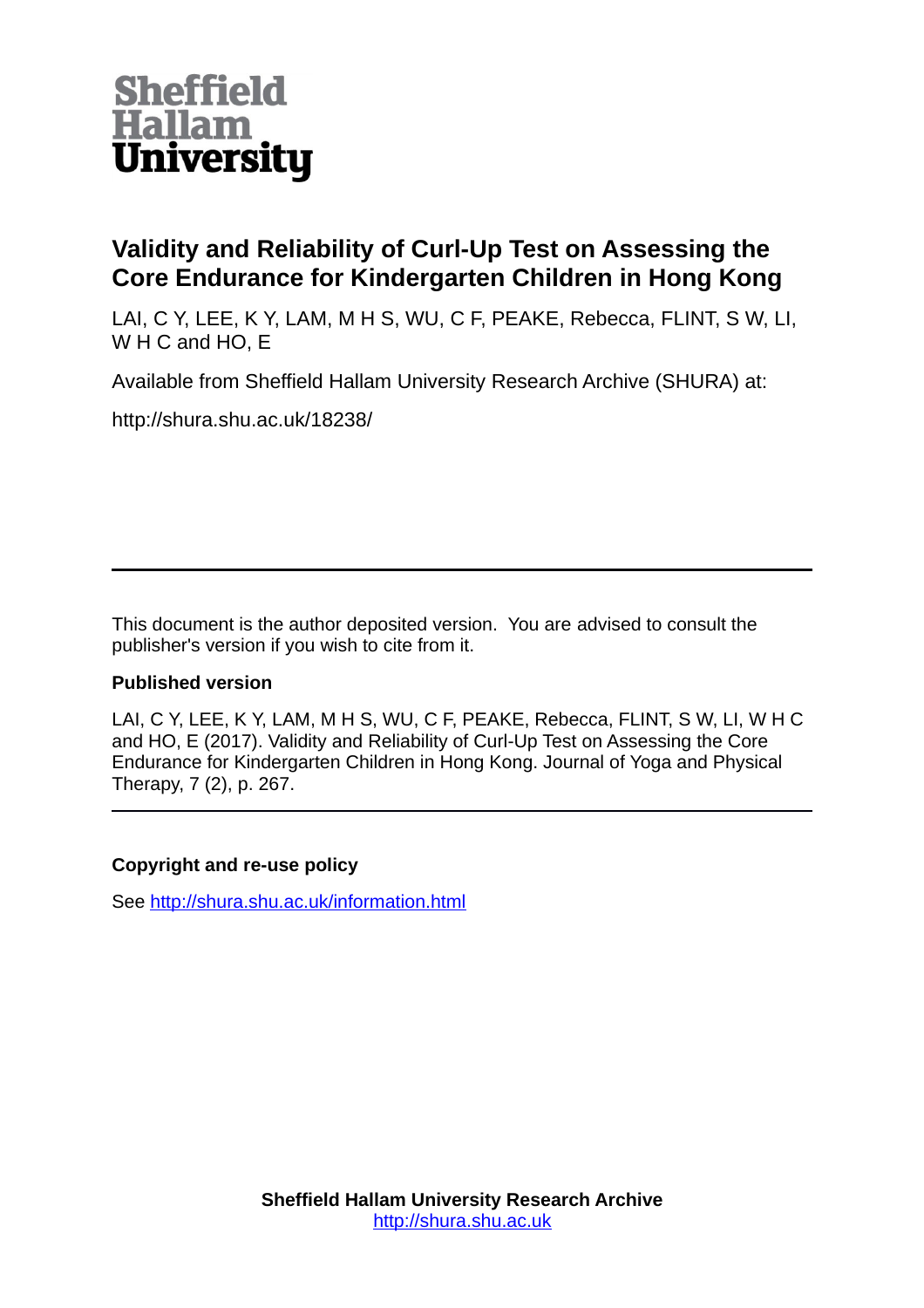Sheffield Hallam University

# Validity and Reliability of Curl-Up Test on Assessing the Core Endurance for Kindergarten Children in Hong Kong

LAI, C Y, LEE, K Y, LAM, M H S, WU, C F, PEAKE, Rebecca, FLINT, S W, LI, W H C and HO, E

Available from Sheffield Hallam University Research Archive (SHURA) at:

http://shura.shu.ac.uk/18238/

---

This document is the author deposited version. You are advised to consult the publisher's version if you wish to cite from it.

**Published version**

LAI, C Y, LEE, K Y, LAM, M H S, WU, C F, PEAKE, Rebecca, FLINT, S W, LI, W H C and HO, E (2017). Validity and Reliability of Curl-Up Test on Assessing the Core Endurance for Kindergarten Children in Hong Kong. Journal of Yoga and Physical Therapy, 7 (2), p. 267.

---

**Copyright and re-use policy**

See http://shura.shu.ac.uk/information.html

**Sheffield Hallam University Research Archive**
http://shura.shu.ac.uk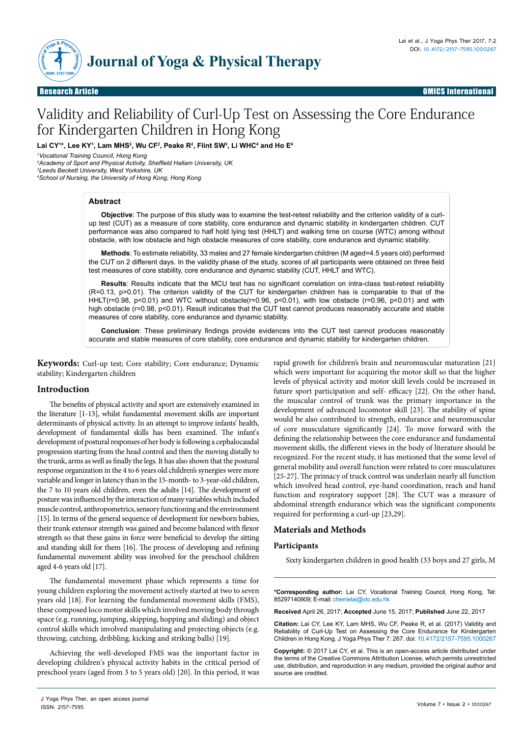# Validity and Reliability of Curl-Up Test on Assessing the Core Endurance for Kindergarten Children in Hong Kong

**Lai CY[1]*, Lee KY[1], Lam MHS[2], Wu CF[2], Peake R[2], Flint SW[3], Li WHC[4] and Ho E[4]**

[1]*Vocational Training Council, Hong Kong*
[2]*Academy of Sport and Physical Activity, Sheffield Hallam University, UK*
[3]*Leeds Beckett University, West Yorkshire, UK*
[4]*School of Nursing, the University of Hong Kong, Hong Kong*

## Abstract

**Objective**: The purpose of this study was to examine the test-retest reliability and the criterion validity of a curl-up test (CUT) as a measure of core stability, core endurance and dynamic stability in kindergarten children. CUT performance was also compared to half hold lying test (HHLT) and walking time on course (WTC) among without obstacle, with low obstacle and high obstacle measures of core stability, core endurance and dynamic stability.

**Methods**: To estimate reliability, 33 males and 27 female kindergarten children (M aged=4.5 years old) performed the CUT on 2 different days. In the validity phase of the study, scores of all participants were obtained on three field test measures of core stability, core endurance and dynamic stability (CUT, HHLT and WTC).

**Results**: Results indicate that the MCU test has no significant correlation on intra-class test-retest reliability ($R=0.13$, $p>0.01$). The criterion validity of the CUT for kindergarten children has is comparable to that of the HHLT($r=0.98$, $p<0.01$) and WTC without obstacle($r=0.96$, $p<0.01$), with low obstacle ($r=0.96$, $p<0.01$) and with high obstacle ($r=0.98$, $p<0.01$). Result indicates that the CUT test cannot produces reasonably accurate and stable measures of core stability, core endurance and dynamic stability.

**Conclusion**: These preliminary findings provide evidences into the CUT test cannot produces reasonably accurate and stable measures of core stability, core endurance and dynamic stability for kindergarten children.

**Keywords:** Curl-up test; Core stability; Core endurance; Dynamic stability; Kindergarten children

## Introduction

The benefits of physical activity and sport are extensively examined in the literature [1-13], whilst fundamental movement skills are important determinants of physical activity. In an attempt to improve infants' health, development of fundamental skills has been examined. The infant's development of postural responses of her body is following a cephalocaudal progression starting from the head control and then the moving distally to the trunk, arms as well as finally the legs. It has also shown that the postural response organization in the 4 to 6 years old children's synergies were more variable and longer in latency than in the 15-month- to 3-year-old children, the 7 to 10 years old children, even the adults [14]. The development of posture was influenced by the interaction of many variables which included muscle control, anthropometrics, sensory functioning and the environment [15]. In terms of the general sequence of development for newborn babies, their trunk extensor strength was gained and become balanced with flexor strength so that these gains in force were beneficial to develop the sitting and standing skill for them [16]. The process of developing and refining fundamental movement ability was involved for the preschool children aged 4-6 years old [17].

The fundamental movement phase which represents a time for young children exploring the movement actively started at two to seven years old [18]. For learning the fundamental movement skills (FMS), these composed loco motor skills which involved moving body through space (e.g. running, jumping, skipping, hopping and sliding) and object control skills which involved manipulating and projecting objects (e.g. throwing, catching, dribbling, kicking and striking balls) [19].

Achieving the well-developed FMS was the important factor in developing children's physical activity habits in the critical period of preschool years (aged from 3 to 5 years old) [20]. In this period, it was rapid growth for children's brain and neuromuscular maturation [21] which were important for acquiring the motor skill so that the higher levels of physical activity and motor skill levels could be increased in future sport participation and self- efficacy [22]. On the other hand, the muscular control of trunk was the primary importance in the development of advanced locomotor skill [23]. The stability of spine would be also contributed to strength, endurance and neuromuscular of core musculature significantly [24]. To move forward with the defining the relationship between the core endurance and fundamental movement skills, the different views in the body of literature should be recognized. For the recent study, it has motioned that the some level of general mobility and overall function were related to core musculatures [25-27]. The primacy of truck control was underlain nearly all function which involved head control, eye-hand coordination, reach and hand function and respiratory support [28]. The CUT was a measure of abdominal strength endurance which was the significant components required for performing a curl-up [23,29].

## Materials and Methods

### Participants

Sixty kindergarten children in good health (33 boys and 27 girls, M

**\*Corresponding author:** Lai CY, Vocational Training Council, Hong Kong, Tel: 85297140909; E-mail: cherrielai@vtc.edu.hk

**Received** April 26, 2017; **Accepted** June 15, 2017; **Published** June 22, 2017

**Citation:** Lai CY, Lee KY, Lam MHS, Wu CF, Peake R, et al. (2017) Validity and Reliability of Curl-Up Test on Assessing the Core Endurance for Kindergarten Children in Hong Kong. J Yoga Phys Ther 7: 267. doi: 10.4172/2157-7595.1000267

**Copyright:** © 2017 Lai CY, et al. This is an open-access article distributed under the terms of the Creative Commons Attribution License, which permits unrestricted use, distribution, and reproduction in any medium, provided the original author and source are credited.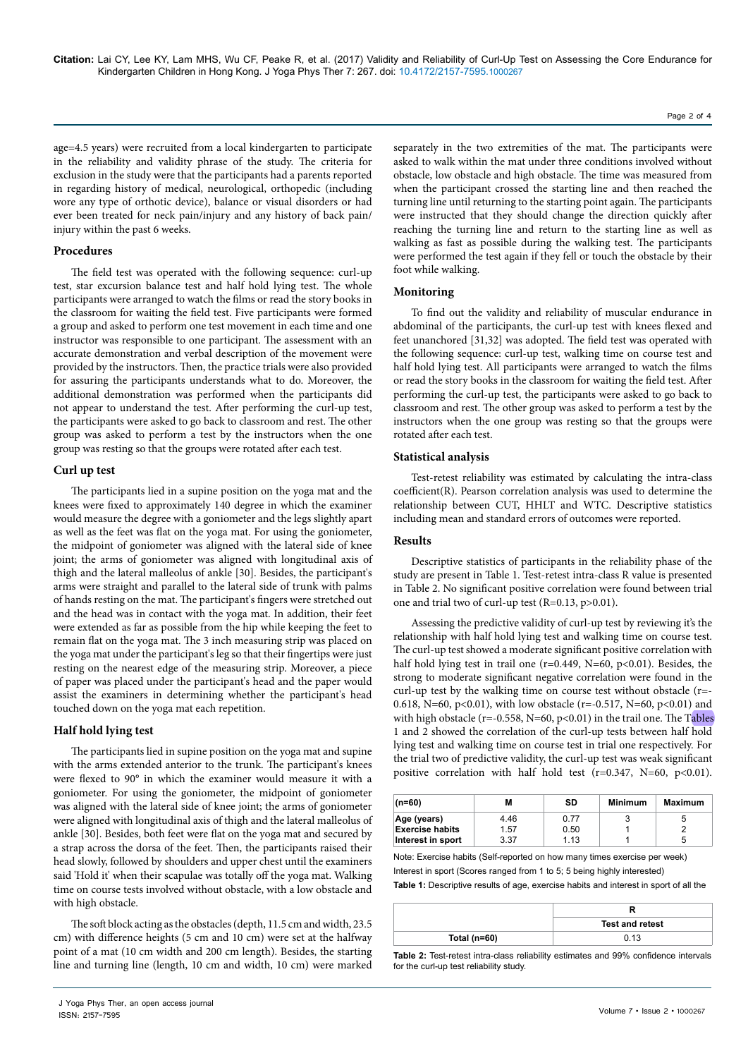age=4.5 years) were recruited from a local kindergarten to participate in the reliability and validity phrase of the study. The criteria for exclusion in the study were that the participants had a parents reported in regarding history of medical, neurological, orthopedic (including wore any type of orthotic device), balance or visual disorders or had ever been treated for neck pain/injury and any history of back pain/injury within the past 6 weeks.

### Procedures

The field test was operated with the following sequence: curl-up test, star excursion balance test and half hold lying test. The whole participants were arranged to watch the films or read the story books in the classroom for waiting the field test. Five participants were formed a group and asked to perform one test movement in each time and one instructor was responsible to one participant. The assessment with an accurate demonstration and verbal description of the movement were provided by the instructors. Then, the practice trials were also provided for assuring the participants understands what to do. Moreover, the additional demonstration was performed when the participants did not appear to understand the test. After performing the curl-up test, the participants were asked to go back to classroom and rest. The other group was asked to perform a test by the instructors when the one group was resting so that the groups were rotated after each test.

### Curl up test

The participants lied in a supine position on the yoga mat and the knees were fixed to approximately 140 degree in which the examiner would measure the degree with a goniometer and the legs slightly apart as well as the feet was flat on the yoga mat. For using the goniometer, the midpoint of goniometer was aligned with the lateral side of knee joint; the arms of goniometer was aligned with longitudinal axis of thigh and the lateral malleolus of ankle [30]. Besides, the participant's arms were straight and parallel to the lateral side of trunk with palms of hands resting on the mat. The participant's fingers were stretched out and the head was in contact with the yoga mat. In addition, their feet were extended as far as possible from the hip while keeping the feet to remain flat on the yoga mat. The 3 inch measuring strip was placed on the yoga mat under the participant's leg so that their fingertips were just resting on the nearest edge of the measuring strip. Moreover, a piece of paper was placed under the participant's head and the paper would assist the examiners in determining whether the participant's head touched down on the yoga mat each repetition.

### Half hold lying test

The participants lied in supine position on the yoga mat and supine with the arms extended anterior to the trunk. The participant's knees were flexed to 90° in which the examiner would measure it with a goniometer. For using the goniometer, the midpoint of goniometer was aligned with the lateral side of knee joint; the arms of goniometer were aligned with longitudinal axis of thigh and the lateral malleolus of ankle [30]. Besides, both feet were flat on the yoga mat and secured by a strap across the dorsa of the feet. Then, the participants raised their head slowly, followed by shoulders and upper chest until the examiners said 'Hold it' when their scapulae was totally off the yoga mat. Walking time on course tests involved without obstacle, with a low obstacle and with high obstacle.

The soft block acting as the obstacles (depth, 11.5 cm and width, 23.5 cm) with difference heights (5 cm and 10 cm) were set at the halfway point of a mat (10 cm width and 200 cm length). Besides, the starting line and turning line (length, 10 cm and width, 10 cm) were marked separately in the two extremities of the mat. The participants were asked to walk within the mat under three conditions involved without obstacle, low obstacle and high obstacle. The time was measured from when the participant crossed the starting line and then reached the turning line until returning to the starting point again. The participants were instructed that they should change the direction quickly after reaching the turning line and return to the starting line as well as walking as fast as possible during the walking test. The participants were performed the test again if they fell or touch the obstacle by their foot while walking.

### Monitoring

To find out the validity and reliability of muscular endurance in abdominal of the participants, the curl-up test with knees flexed and feet unanchored [31,32] was adopted. The field test was operated with the following sequence: curl-up test, walking time on course test and half hold lying test. All participants were arranged to watch the films or read the story books in the classroom for waiting the field test. After performing the curl-up test, the participants were asked to go back to classroom and rest. The other group was asked to perform a test by the instructors when the one group was resting so that the groups were rotated after each test.

### Statistical analysis

Test-retest reliability was estimated by calculating the intra-class coefficient(R). Pearson correlation analysis was used to determine the relationship between CUT, HHLT and WTC. Descriptive statistics including mean and standard errors of outcomes were reported.

### Results

Descriptive statistics of participants in the reliability phase of the study are present in Table 1. Test-retest intra-class R value is presented in Table 2. No significant positive correlation were found between trial one and trial two of curl-up test ($R=0.13$, $p>0.01$).

Assessing the predictive validity of curl-up test by reviewing it's the relationship with half hold lying test and walking time on course test. The curl-up test showed a moderate significant positive correlation with half hold lying test in trail one ($r=0.449$, $N=60$, $p<0.01$). Besides, the strong to moderate significant negative correlation were found in the curl-up test by the walking time on course test without obstacle ($r=-0.618$, $N=60$, $p<0.01$), with low obstacle ($r=-0.517$, $N=60$, $p<0.01$) and with high obstacle ($r=-0.558$, $N=60$, $p<0.01$) in the trail one. The Tables 1 and 2 showed the correlation of the curl-up tests between half hold lying test and walking time on course test in trial one respectively. For the trial two of predictive validity, the curl-up test was weak significant positive correlation with half hold test ($r=0.347$, $N=60$, $p<0.01$).

| (n=60) | M | SD | Minimum | Maximum |
|---|---|---|---|---|
| Age (years) | 4.46 | 0.77 | 3 | 5 |
| Exercise habits | 1.57 | 0.50 | 1 | 2 |
| Interest in sport | 3.37 | 1.13 | 1 | 5 |

Note: Exercise habits (Self-reported on how many times exercise per week)

Interest in sport (Scores ranged from 1 to 5; 5 being highly interested)

**Table 1:** Descriptive results of age, exercise habits and interest in sport of all the

| | R |
|---|---|
| | Test and retest |
| Total (n=60) | 0.13 |

**Table 2:** Test-retest intra-class reliability estimates and 99% confidence intervals for the curl-up test reliability study.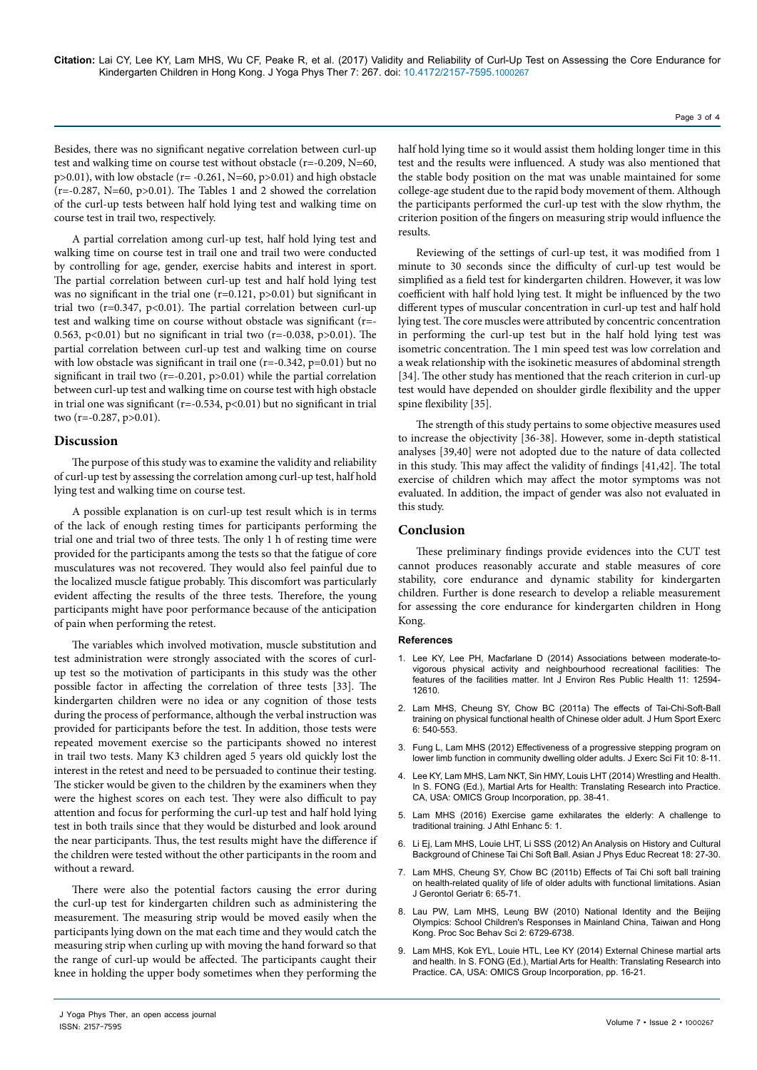Besides, there was no significant negative correlation between curl-up test and walking time on course test without obstacle ($r=-0.209$, $N=60$, $p>0.01$), with low obstacle ($r=-0.261$, $N=60$, $p>0.01$) and high obstacle ($r=-0.287$, $N=60$, $p>0.01$). The Tables 1 and 2 showed the correlation of the curl-up tests between half hold lying test and walking time on course test in trail two, respectively.

A partial correlation among curl-up test, half hold lying test and walking time on course test in trail one and trail two were conducted by controlling for age, gender, exercise habits and interest in sport. The partial correlation between curl-up test and half hold lying test was no significant in the trial one ($r=0.121$, $p>0.01$) but significant in trial two ($r=0.347$, $p<0.01$). The partial correlation between curl-up test and walking time on course without obstacle was significant ($r=-0.563$, $p<0.01$) but no significant in trial two ($r=-0.038$, $p>0.01$). The partial correlation between curl-up test and walking time on course with low obstacle was significant in trail one ($r=-0.342$, $p=0.01$) but no significant in trail two ($r=-0.201$, $p>0.01$) while the partial correlation between curl-up test and walking time on course test with high obstacle in trial one was significant ($r=-0.534$, $p<0.01$) but no significant in trial two ($r=-0.287$, $p>0.01$).

## Discussion

The purpose of this study was to examine the validity and reliability of curl-up test by assessing the correlation among curl-up test, half hold lying test and walking time on course test.

A possible explanation is on curl-up test result which is in terms of the lack of enough resting times for participants performing the trial one and trial two of three tests. The only 1 h of resting time were provided for the participants among the tests so that the fatigue of core musculatures was not recovered. They would also feel painful due to the localized muscle fatigue probably. This discomfort was particularly evident affecting the results of the three tests. Therefore, the young participants might have poor performance because of the anticipation of pain when performing the retest.

The variables which involved motivation, muscle substitution and test administration were strongly associated with the scores of curl-up test so the motivation of participants in this study was the other possible factor in affecting the correlation of three tests [33]. The kindergarten children were no idea or any cognition of those tests during the process of performance, although the verbal instruction was provided for participants before the test. In addition, those tests were repeated movement exercise so the participants showed no interest in trail two tests. Many K3 children aged 5 years old quickly lost the interest in the retest and need to be persuaded to continue their testing. The sticker would be given to the children by the examiners when they were the highest scores on each test. They were also difficult to pay attention and focus for performing the curl-up test and half hold lying test in both trails since that they would be disturbed and look around the near participants. Thus, the test results might have the difference if the children were tested without the other participants in the room and without a reward.

There were also the potential factors causing the error during the curl-up test for kindergarten children such as administering the measurement. The measuring strip would be moved easily when the participants lying down on the mat each time and they would catch the measuring strip when curling up with moving the hand forward so that the range of curl-up would be affected. The participants caught their knee in holding the upper body sometimes when they performing the half hold lying time so it would assist them holding longer time in this test and the results were influenced. A study was also mentioned that the stable body position on the mat was unable maintained for some college-age student due to the rapid body movement of them. Although the participants performed the curl-up test with the slow rhythm, the criterion position of the fingers on measuring strip would influence the results.

Reviewing of the settings of curl-up test, it was modified from 1 minute to 30 seconds since the difficulty of curl-up test would be simplified as a field test for kindergarten children. However, it was low coefficient with half hold lying test. It might be influenced by the two different types of muscular concentration in curl-up test and half hold lying test. The core muscles were attributed by concentric concentration in performing the curl-up test but in the half hold lying test was isometric concentration. The 1 min speed test was low correlation and a weak relationship with the isokinetic measures of abdominal strength [34]. The other study has mentioned that the reach criterion in curl-up test would have depended on shoulder girdle flexibility and the upper spine flexibility [35].

The strength of this study pertains to some objective measures used to increase the objectivity [36-38]. However, some in-depth statistical analyses [39,40] were not adopted due to the nature of data collected in this study. This may affect the validity of findings [41,42]. The total exercise of children which may affect the motor symptoms was not evaluated. In addition, the impact of gender was also not evaluated in this study.

## Conclusion

These preliminary findings provide evidences into the CUT test cannot produces reasonably accurate and stable measures of core stability, core endurance and dynamic stability for kindergarten children. Further is done research to develop a reliable measurement for assessing the core endurance for kindergarten children in Hong Kong.

### References

1. Lee KY, Lee PH, Macfarlane D (2014) Associations between moderate-to-vigorous physical activity and neighbourhood recreational facilities: The features of the facilities matter. Int J Environ Res Public Health 11: 12594-12610.
2. Lam MHS, Cheung SY, Chow BC (2011a) The effects of Tai-Chi-Soft-Ball training on physical functional health of Chinese older adult. J Hum Sport Exerc 6: 540-553.
3. Fung L, Lam MHS (2012) Effectiveness of a progressive stepping program on lower limb function in community dwelling older adults. J Exerc Sci Fit 10: 8-11.
4. Lee KY, Lam MHS, Lam NKT, Sin HMY, Louis LHT (2014) Wrestling and Health. In S. FONG (Ed.), Martial Arts for Health: Translating Research into Practice. CA, USA: OMICS Group Incorporation, pp. 38-41.
5. Lam MHS (2016) Exercise game exhilarates the elderly: A challenge to traditional training. J Athl Enhanc 5: 1.
6. Li Ej, Lam MHS, Louie LHT, Li SSS (2012) An Analysis on History and Cultural Background of Chinese Tai Chi Soft Ball. Asian J Phys Educ Recreat 18: 27-30.
7. Lam MHS, Cheung SY, Chow BC (2011b) Effects of Tai Chi soft ball training on health-related quality of life of older adults with functional limitations. Asian J Gerontol Geriatr 6: 65-71.
8. Lau PW, Lam MHS, Leung BW (2010) National Identity and the Beijing Olympics: School Children's Responses in Mainland China, Taiwan and Hong Kong. Proc Soc Behav Sci 2: 6729-6738.
9. Lam MHS, Kok EYL, Louie HTL, Lee KY (2014) External Chinese martial arts and health. In S. FONG (Ed.), Martial Arts for Health: Translating Research into Practice. CA, USA: OMICS Group Incorporation, pp. 16-21.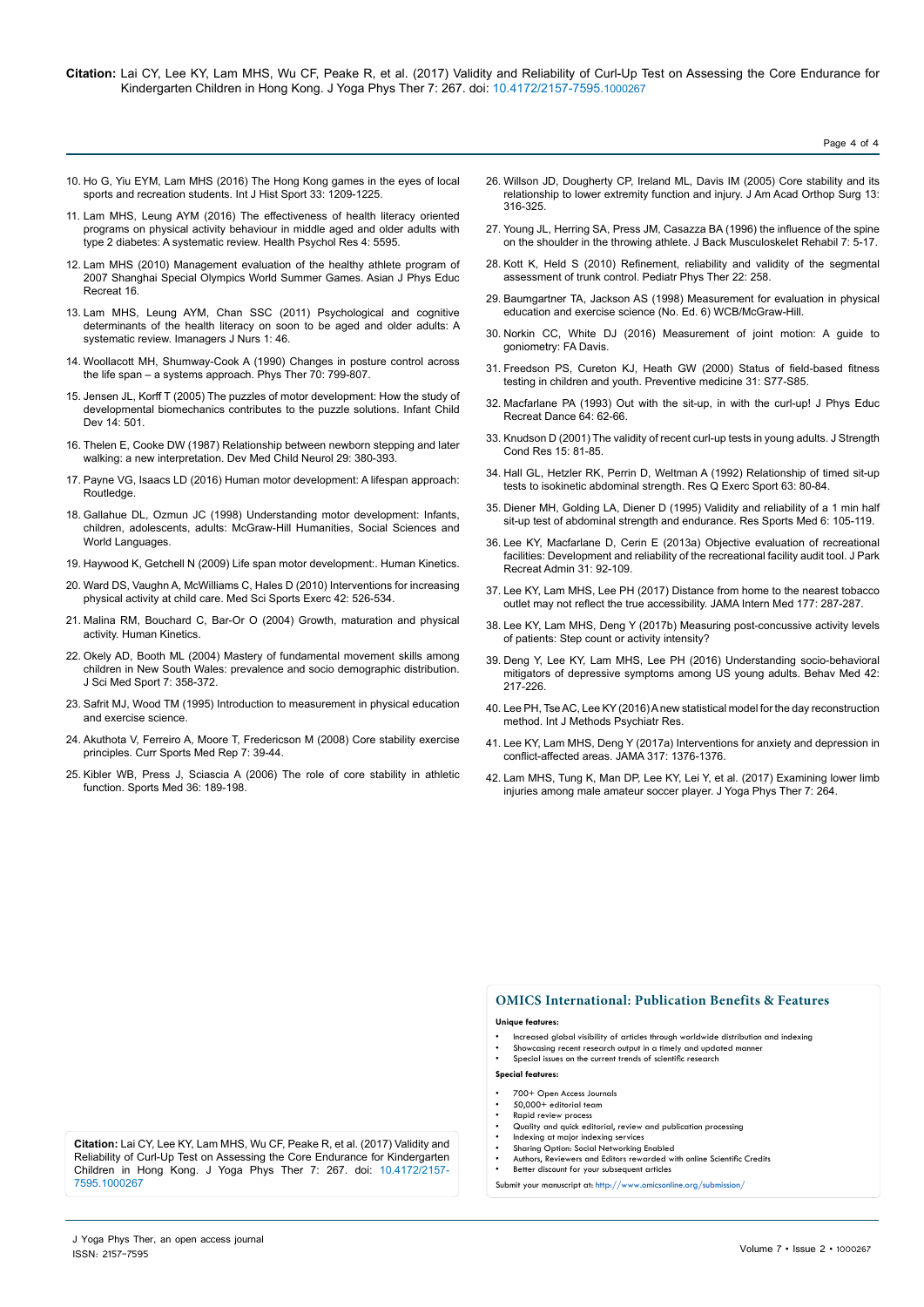10. Ho G, Yiu EYM, Lam MHS (2016) The Hong Kong games in the eyes of local sports and recreation students. Int J Hist Sport 33: 1209-1225.

11. Lam MHS, Leung AYM (2016) The effectiveness of health literacy oriented programs on physical activity behaviour in middle aged and older adults with type 2 diabetes: A systematic review. Health Psychol Res 4: 5595.

12. Lam MHS (2010) Management evaluation of the healthy athlete program of 2007 Shanghai Special Olympics World Summer Games. Asian J Phys Educ Recreat 16.

13. Lam MHS, Leung AYM, Chan SSC (2011) Psychological and cognitive determinants of the health literacy on soon to be aged and older adults: A systematic review. Imanagers J Nurs 1: 46.

14. Woollacott MH, Shumway-Cook A (1990) Changes in posture control across the life span – a systems approach. Phys Ther 70: 799-807.

15. Jensen JL, Korff T (2005) The puzzles of motor development: How the study of developmental biomechanics contributes to the puzzle solutions. Infant Child Dev 14: 501.

16. Thelen E, Cooke DW (1987) Relationship between newborn stepping and later walking: a new interpretation. Dev Med Child Neurol 29: 380-393.

17. Payne VG, Isaacs LD (2016) Human motor development: A lifespan approach: Routledge.

18. Gallahue DL, Ozmun JC (1998) Understanding motor development: Infants, children, adolescents, adults: McGraw-Hill Humanities, Social Sciences and World Languages.

19. Haywood K, Getchell N (2009) Life span motor development:. Human Kinetics.

20. Ward DS, Vaughn A, McWilliams C, Hales D (2010) Interventions for increasing physical activity at child care. Med Sci Sports Exerc 42: 526-534.

21. Malina RM, Bouchard C, Bar-Or O (2004) Growth, maturation and physical activity. Human Kinetics.

22. Okely AD, Booth ML (2004) Mastery of fundamental movement skills among children in New South Wales: prevalence and socio demographic distribution. J Sci Med Sport 7: 358-372.

23. Safrit MJ, Wood TM (1995) Introduction to measurement in physical education and exercise science.

24. Akuthota V, Ferreiro A, Moore T, Fredericson M (2008) Core stability exercise principles. Curr Sports Med Rep 7: 39-44.

25. Kibler WB, Press J, Sciascia A (2006) The role of core stability in athletic function. Sports Med 36: 189-198.

26. Willson JD, Dougherty CP, Ireland ML, Davis IM (2005) Core stability and its relationship to lower extremity function and injury. J Am Acad Orthop Surg 13: 316-325.

27. Young JL, Herring SA, Press JM, Casazza BA (1996) the influence of the spine on the shoulder in the throwing athlete. J Back Musculoskelet Rehabil 7: 5-17.

28. Kott K, Held S (2010) Refinement, reliability and validity of the segmental assessment of trunk control. Pediatr Phys Ther 22: 258.

29. Baumgartner TA, Jackson AS (1998) Measurement for evaluation in physical education and exercise science (No. Ed. 6) WCB/McGraw-Hill.

30. Norkin CC, White DJ (2016) Measurement of joint motion: A guide to goniometry: FA Davis.

31. Freedson PS, Cureton KJ, Heath GW (2000) Status of field-based fitness testing in children and youth. Preventive medicine 31: S77-S85.

32. Macfarlane PA (1993) Out with the sit-up, in with the curl-up! J Phys Educ Recreat Dance 64: 62-66.

33. Knudson D (2001) The validity of recent curl-up tests in young adults. J Strength Cond Res 15: 81-85.

34. Hall GL, Hetzler RK, Perrin D, Weltman A (1992) Relationship of timed sit-up tests to isokinetic abdominal strength. Res Q Exerc Sport 63: 80-84.

35. Diener MH, Golding LA, Diener D (1995) Validity and reliability of a 1 min half sit-up test of abdominal strength and endurance. Res Sports Med 6: 105-119.

36. Lee KY, Macfarlane D, Cerin E (2013a) Objective evaluation of recreational facilities: Development and reliability of the recreational facility audit tool. J Park Recreat Admin 31: 92-109.

37. Lee KY, Lam MHS, Lee PH (2017) Distance from home to the nearest tobacco outlet may not reflect the true accessibility. JAMA Intern Med 177: 287-287.

38. Lee KY, Lam MHS, Deng Y (2017b) Measuring post-concussive activity levels of patients: Step count or activity intensity?

39. Deng Y, Lee KY, Lam MHS, Lee PH (2016) Understanding socio-behavioral mitigators of depressive symptoms among US young adults. Behav Med 42: 217-226.

40. Lee PH, Tse AC, Lee KY (2016) A new statistical model for the day reconstruction method. Int J Methods Psychiatr Res.

41. Lee KY, Lam MHS, Deng Y (2017a) Interventions for anxiety and depression in conflict-affected areas. JAMA 317: 1376-1376.

42. Lam MHS, Tung K, Man DP, Lee KY, Lei Y, et al. (2017) Examining lower limb injuries among male amateur soccer player. J Yoga Phys Ther 7: 264.

**Citation:** Lai CY, Lee KY, Lam MHS, Wu CF, Peake R, et al. (2017) Validity and Reliability of Curl-Up Test on Assessing the Core Endurance for Kindergarten Children in Hong Kong. J Yoga Phys Ther 7: 267. doi: 10.4172/2157-7595.1000267

**OMICS International: Publication Benefits & Features**

**Unique features:**

- Increased global visibility of articles through worldwide distribution and indexing
- Showcasing recent research output in a timely and updated manner
- Special issues on the current trends of scientific research

**Special features:**

- 700+ Open Access Journals
- 50,000+ editorial team
- Rapid review process
- Quality and quick editorial, review and publication processing
- Indexing at major indexing services
- Sharing Option: Social Networking Enabled
- Authors, Reviewers and Editors rewarded with online Scientific Credits
- Better discount for your subsequent articles

Submit your manuscript at: http://www.omicsonline.org/submission/